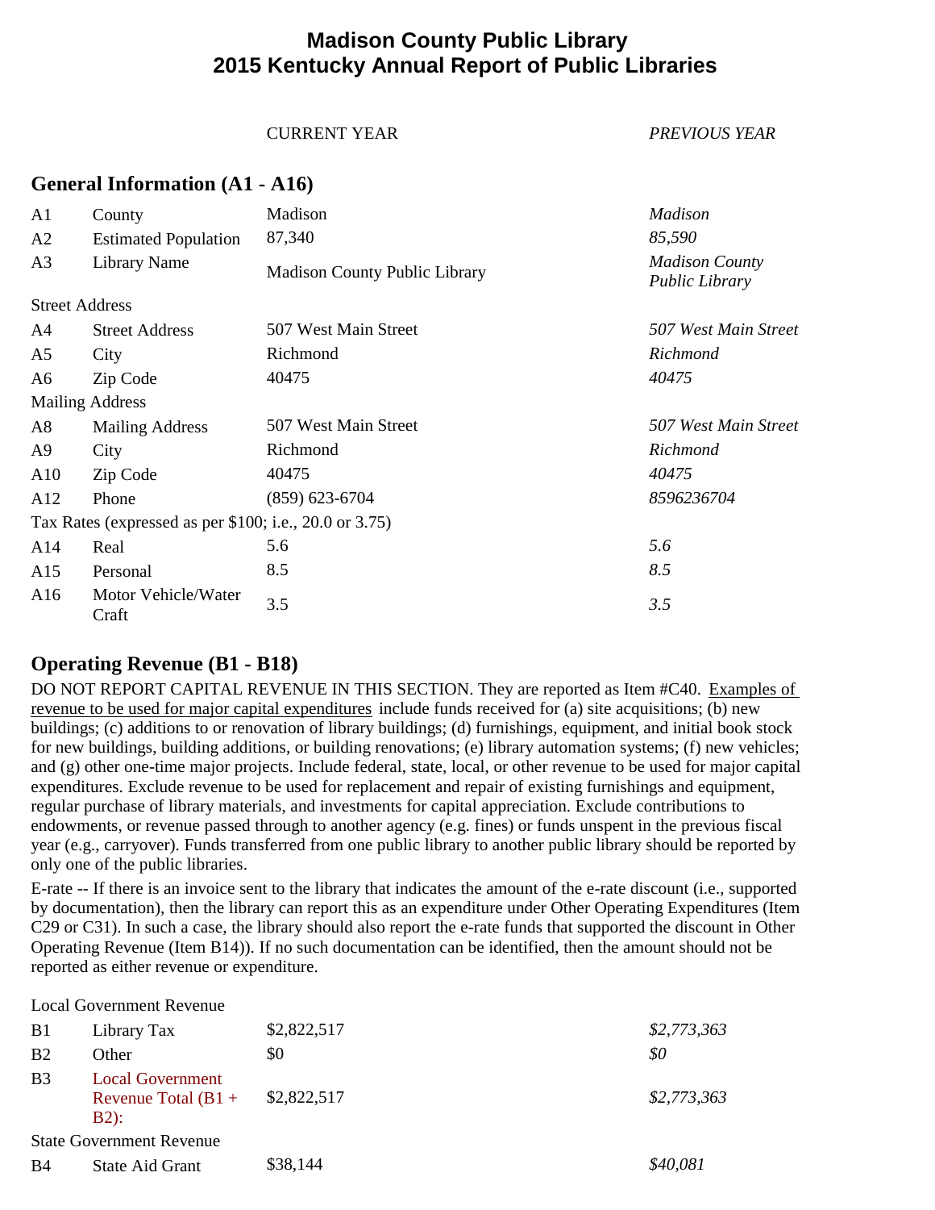# Madison County Public Library
# 2015 Kentucky Annual Report of Public Libraries

| | | CURRENT YEAR | *PREVIOUS YEAR* |
|---|---|---|---|

## General Information (A1 - A16)

| | | CURRENT YEAR | PREVIOUS YEAR |
|---|---|---|---|
| A1 | County | Madison | *Madison* |
| A2 | Estimated Population | 87,340 | *85,590* |
| A3 | Library Name | Madison County Public Library | *Madison County Public Library* |
| Street Address | | | |
| A4 | Street Address | 507 West Main Street | *507 West Main Street* |
| A5 | City | Richmond | *Richmond* |
| A6 | Zip Code | 40475 | *40475* |
| Mailing Address | | | |
| A8 | Mailing Address | 507 West Main Street | *507 West Main Street* |
| A9 | City | Richmond | *Richmond* |
| A10 | Zip Code | 40475 | *40475* |
| A12 | Phone | (859) 623-6704 | *8596236704* |
| Tax Rates (expressed as per $100; i.e., 20.0 or 3.75) | | | |
| A14 | Real | 5.6 | *5.6* |
| A15 | Personal | 8.5 | *8.5* |
| A16 | Motor Vehicle/Water Craft | 3.5 | *3.5* |

## Operating Revenue (B1 - B18)

DO NOT REPORT CAPITAL REVENUE IN THIS SECTION. They are reported as Item #C40. Examples of revenue to be used for major capital expenditures include funds received for (a) site acquisitions; (b) new buildings; (c) additions to or renovation of library buildings; (d) furnishings, equipment, and initial book stock for new buildings, building additions, or building renovations; (e) library automation systems; (f) new vehicles; and (g) other one-time major projects. Include federal, state, local, or other revenue to be used for major capital expenditures. Exclude revenue to be used for replacement and repair of existing furnishings and equipment, regular purchase of library materials, and investments for capital appreciation. Exclude contributions to endowments, or revenue passed through to another agency (e.g. fines) or funds unspent in the previous fiscal year (e.g., carryover). Funds transferred from one public library to another public library should be reported by only one of the public libraries.

E-rate -- If there is an invoice sent to the library that indicates the amount of the e-rate discount (i.e., supported by documentation), then the library can report this as an expenditure under Other Operating Expenditures (Item C29 or C31). In such a case, the library should also report the e-rate funds that supported the discount in Other Operating Revenue (Item B14)). If no such documentation can be identified, then the amount should not be reported as either revenue or expenditure.

| | | CURRENT YEAR | PREVIOUS YEAR |
|---|---|---|---|
| Local Government Revenue | | | |
| B1 | Library Tax | $2,822,517 | *$2,773,363* |
| B2 | Other | $0 | *$0* |
| B3 | Local Government Revenue Total (B1 + B2): | $2,822,517 | *$2,773,363* |
| State Government Revenue | | | |
| B4 | State Aid Grant | $38,144 | *$40,081* |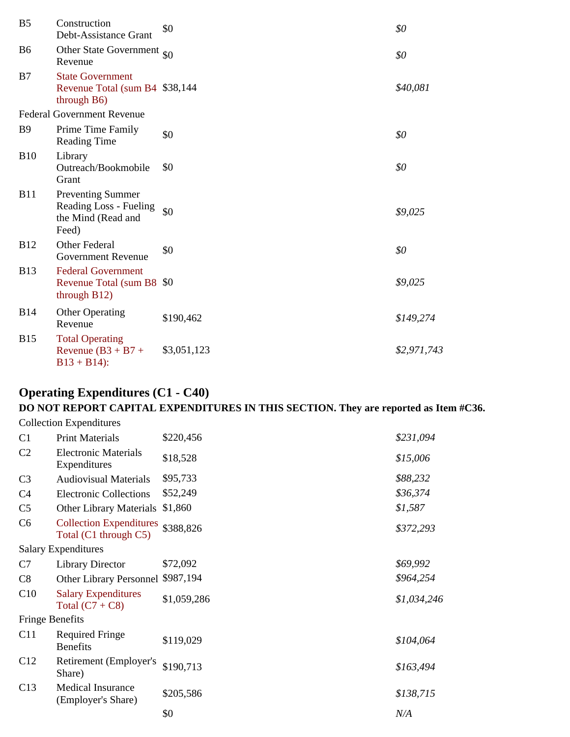| | | | |
|---|---|---|---|
| B5 | Construction Debt-Assistance Grant | $0 | *$0* |
| B6 | Other State Government Revenue | $0 | *$0* |
| B7 | State Government Revenue Total (sum B4 through B6) | $38,144 | *$40,081* |
| Federal Government Revenue | | | |
| B9 | Prime Time Family Reading Time | $0 | *$0* |
| B10 | Library Outreach/Bookmobile Grant | $0 | *$0* |
| B11 | Preventing Summer Reading Loss - Fueling the Mind (Read and Feed) | $0 | *$9,025* |
| B12 | Other Federal Government Revenue | $0 | *$0* |
| B13 | Federal Government Revenue Total (sum B8 through B12) | $0 | *$9,025* |
| B14 | Other Operating Revenue | $190,462 | *$149,274* |
| B15 | Total Operating Revenue (B3 + B7 + B13 + B14): | $3,051,123 | *$2,971,743* |

## Operating Expenditures (C1 - C40)

**DO NOT REPORT CAPITAL EXPENDITURES IN THIS SECTION. They are reported as Item #C36.**

| | | | |
|---|---|---|---|
| Collection Expenditures | | | |
| C1 | Print Materials | $220,456 | *$231,094* |
| C2 | Electronic Materials Expenditures | $18,528 | *$15,006* |
| C3 | Audiovisual Materials | $95,733 | *$88,232* |
| C4 | Electronic Collections | $52,249 | *$36,374* |
| C5 | Other Library Materials | $1,860 | *$1,587* |
| C6 | Collection Expenditures Total (C1 through C5) | $388,826 | *$372,293* |
| Salary Expenditures | | | |
| C7 | Library Director | $72,092 | *$69,992* |
| C8 | Other Library Personnel | $987,194 | *$964,254* |
| C10 | Salary Expenditures Total (C7 + C8) | $1,059,286 | *$1,034,246* |
| Fringe Benefits | | | |
| C11 | Required Fringe Benefits | $119,029 | *$104,064* |
| C12 | Retirement (Employer's Share) | $190,713 | *$163,494* |
| C13 | Medical Insurance (Employer's Share) | $205,586 | *$138,715* |
| | | $0 | *N/A* |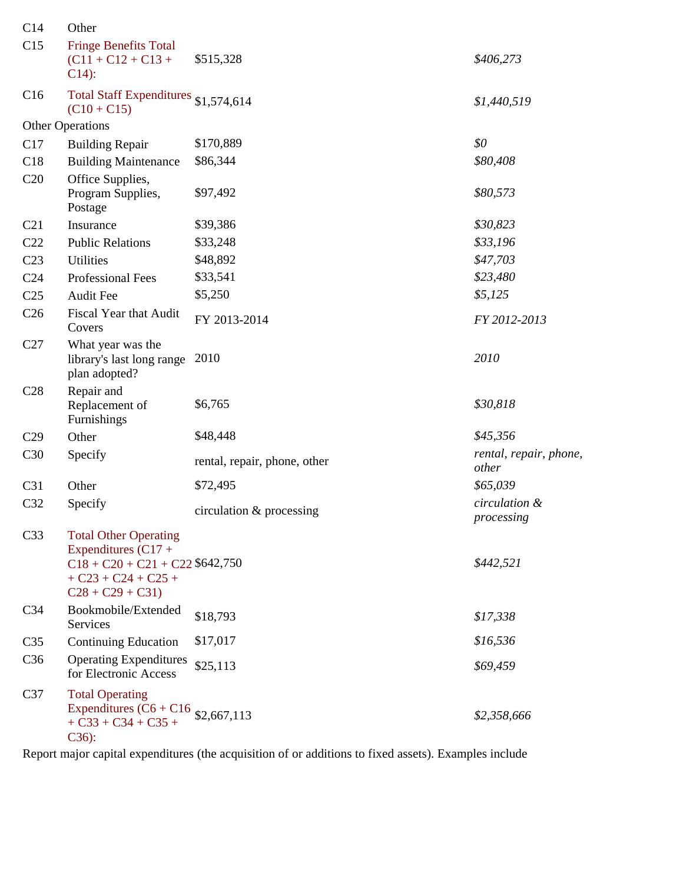| | | | |
|---|---|---|---|
| C14 | Other | | |
| C15 | Fringe Benefits Total (C11 + C12 + C13 + C14): | $515,328 | *$406,273* |
| C16 | Total Staff Expenditures (C10 + C15) | $1,574,614 | *$1,440,519* |
| Other Operations | | | |
| C17 | Building Repair | $170,889 | *$0* |
| C18 | Building Maintenance | $86,344 | *$80,408* |
| C20 | Office Supplies, Program Supplies, Postage | $97,492 | *$80,573* |
| C21 | Insurance | $39,386 | *$30,823* |
| C22 | Public Relations | $33,248 | *$33,196* |
| C23 | Utilities | $48,892 | *$47,703* |
| C24 | Professional Fees | $33,541 | *$23,480* |
| C25 | Audit Fee | $5,250 | *$5,125* |
| C26 | Fiscal Year that Audit Covers | FY 2013-2014 | *FY 2012-2013* |
| C27 | What year was the library's last long range plan adopted? | 2010 | *2010* |
| C28 | Repair and Replacement of Furnishings | $6,765 | *$30,818* |
| C29 | Other | $48,448 | *$45,356* |
| C30 | Specify | rental, repair, phone, other | *rental, repair, phone, other* |
| C31 | Other | $72,495 | *$65,039* |
| C32 | Specify | circulation & processing | *circulation & processing* |
| C33 | Total Other Operating Expenditures (C17 + C18 + C20 + C21 + C22 + C23 + C24 + C25 + C28 + C29 + C31) | $642,750 | *$442,521* |
| C34 | Bookmobile/Extended Services | $18,793 | *$17,338* |
| C35 | Continuing Education | $17,017 | *$16,536* |
| C36 | Operating Expenditures for Electronic Access | $25,113 | *$69,459* |
| C37 | Total Operating Expenditures (C6 + C16 + C33 + C34 + C35 + C36): | $2,667,113 | *$2,358,666* |

Report major capital expenditures (the acquisition of or additions to fixed assets). Examples include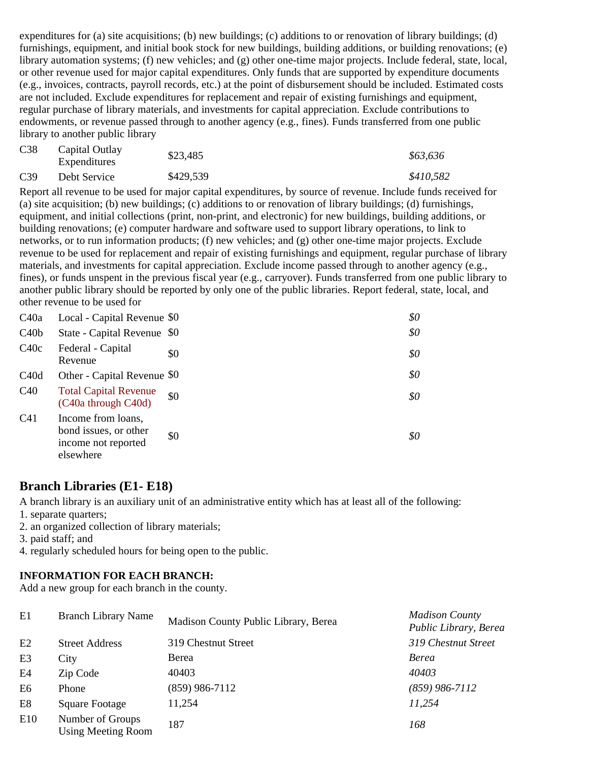expenditures for (a) site acquisitions; (b) new buildings; (c) additions to or renovation of library buildings; (d) furnishings, equipment, and initial book stock for new buildings, building additions, or building renovations; (e) library automation systems; (f) new vehicles; and (g) other one-time major projects. Include federal, state, local, or other revenue used for major capital expenditures. Only funds that are supported by expenditure documents (e.g., invoices, contracts, payroll records, etc.) at the point of disbursement should be included. Estimated costs are not included. Exclude expenditures for replacement and repair of existing furnishings and equipment, regular purchase of library materials, and investments for capital appreciation. Exclude contributions to endowments, or revenue passed through to another agency (e.g., fines). Funds transferred from one public library to another public library

| | | | |
|---|---|---|---|
| C38 | Capital Outlay Expenditures | $23,485 | *$63,636* |
| C39 | Debt Service | $429,539 | *$410,582* |

Report all revenue to be used for major capital expenditures, by source of revenue. Include funds received for (a) site acquisition; (b) new buildings; (c) additions to or renovation of library buildings; (d) furnishings, equipment, and initial collections (print, non-print, and electronic) for new buildings, building additions, or building renovations; (e) computer hardware and software used to support library operations, to link to networks, or to run information products; (f) new vehicles; and (g) other one-time major projects. Exclude revenue to be used for replacement and repair of existing furnishings and equipment, regular purchase of library materials, and investments for capital appreciation. Exclude income passed through to another agency (e.g., fines), or funds unspent in the previous fiscal year (e.g., carryover). Funds transferred from one public library to another public library should be reported by only one of the public libraries. Report federal, state, local, and other revenue to be used for

| | | | |
|---|---|---|---|
| C40a | Local - Capital Revenue | $0 | *$0* |
| C40b | State - Capital Revenue | $0 | *$0* |
| C40c | Federal - Capital Revenue | $0 | *$0* |
| C40d | Other - Capital Revenue | $0 | *$0* |
| C40 | Total Capital Revenue (C40a through C40d) | $0 | *$0* |
| C41 | Income from loans, bond issues, or other income not reported elsewhere | $0 | *$0* |

## Branch Libraries (E1- E18)

A branch library is an auxiliary unit of an administrative entity which has at least all of the following:
1. separate quarters;
2. an organized collection of library materials;
3. paid staff; and
4. regularly scheduled hours for being open to the public.

**INFORMATION FOR EACH BRANCH:**
Add a new group for each branch in the county.

| | | | |
|---|---|---|---|
| E1 | Branch Library Name | Madison County Public Library, Berea | *Madison County Public Library, Berea* |
| E2 | Street Address | 319 Chestnut Street | *319 Chestnut Street* |
| E3 | City | Berea | *Berea* |
| E4 | Zip Code | 40403 | *40403* |
| E6 | Phone | (859) 986-7112 | *(859) 986-7112* |
| E8 | Square Footage | 11,254 | *11,254* |
| E10 | Number of Groups Using Meeting Room | 187 | *168* |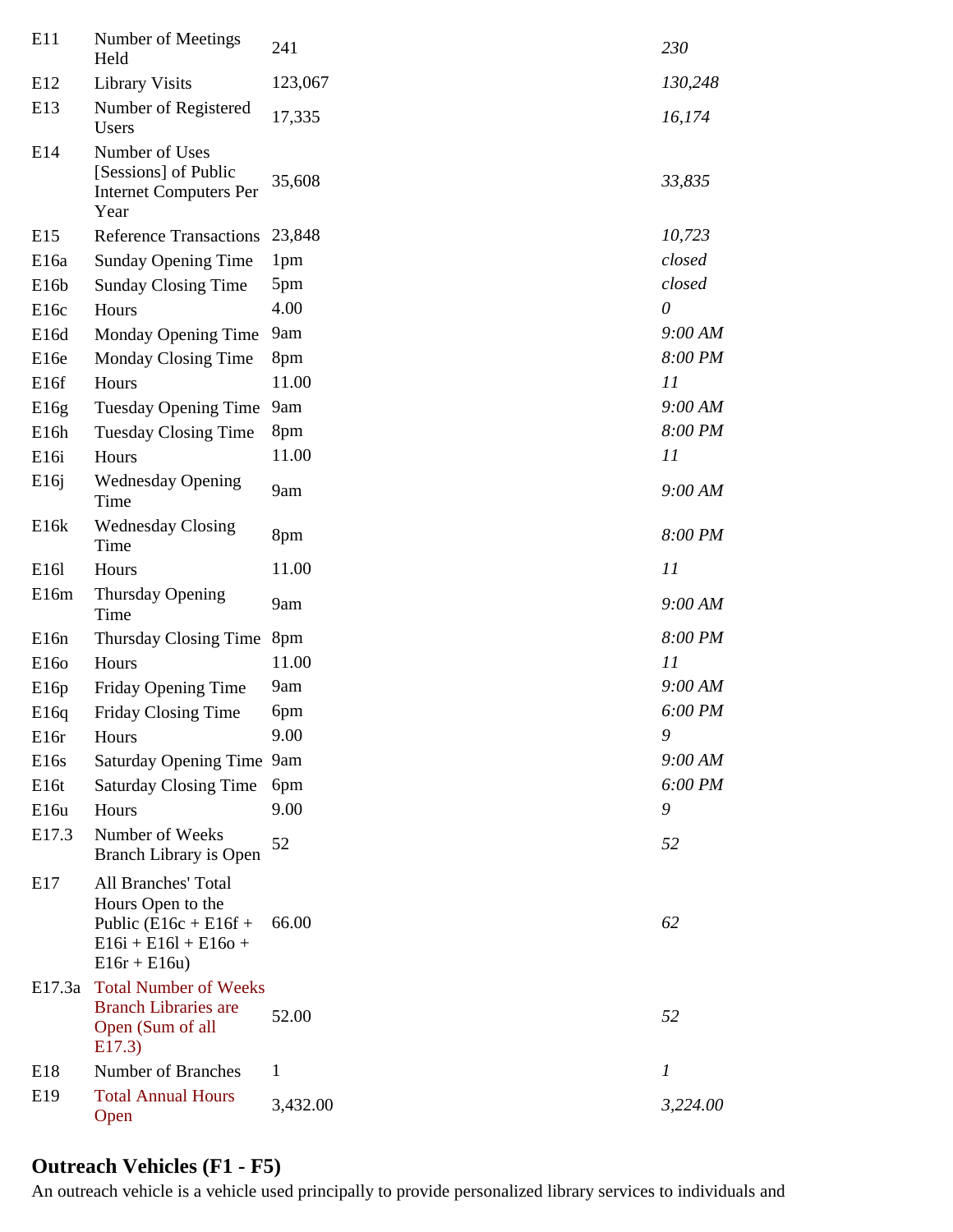| | | | |
|---|---|---|---|
| E11 | Number of Meetings Held | 241 | *230* |
| E12 | Library Visits | 123,067 | *130,248* |
| E13 | Number of Registered Users | 17,335 | *16,174* |
| E14 | Number of Uses [Sessions] of Public Internet Computers Per Year | 35,608 | *33,835* |
| E15 | Reference Transactions | 23,848 | *10,723* |
| E16a | Sunday Opening Time | 1pm | *closed* |
| E16b | Sunday Closing Time | 5pm | *closed* |
| E16c | Hours | 4.00 | *0* |
| E16d | Monday Opening Time | 9am | *9:00 AM* |
| E16e | Monday Closing Time | 8pm | *8:00 PM* |
| E16f | Hours | 11.00 | *11* |
| E16g | Tuesday Opening Time | 9am | *9:00 AM* |
| E16h | Tuesday Closing Time | 8pm | *8:00 PM* |
| E16i | Hours | 11.00 | *11* |
| E16j | Wednesday Opening Time | 9am | *9:00 AM* |
| E16k | Wednesday Closing Time | 8pm | *8:00 PM* |
| E16l | Hours | 11.00 | *11* |
| E16m | Thursday Opening Time | 9am | *9:00 AM* |
| E16n | Thursday Closing Time | 8pm | *8:00 PM* |
| E16o | Hours | 11.00 | *11* |
| E16p | Friday Opening Time | 9am | *9:00 AM* |
| E16q | Friday Closing Time | 6pm | *6:00 PM* |
| E16r | Hours | 9.00 | *9* |
| E16s | Saturday Opening Time | 9am | *9:00 AM* |
| E16t | Saturday Closing Time | 6pm | *6:00 PM* |
| E16u | Hours | 9.00 | *9* |
| E17.3 | Number of Weeks Branch Library is Open | 52 | *52* |
| E17 | All Branches' Total Hours Open to the Public (E16c + E16f + E16i + E16l + E16o + E16r + E16u) | 66.00 | *62* |
| E17.3a | Total Number of Weeks Branch Libraries are Open (Sum of all E17.3) | 52.00 | *52* |
| E18 | Number of Branches | 1 | *1* |
| E19 | Total Annual Hours Open | 3,432.00 | *3,224.00* |

## Outreach Vehicles (F1 - F5)

An outreach vehicle is a vehicle used principally to provide personalized library services to individuals and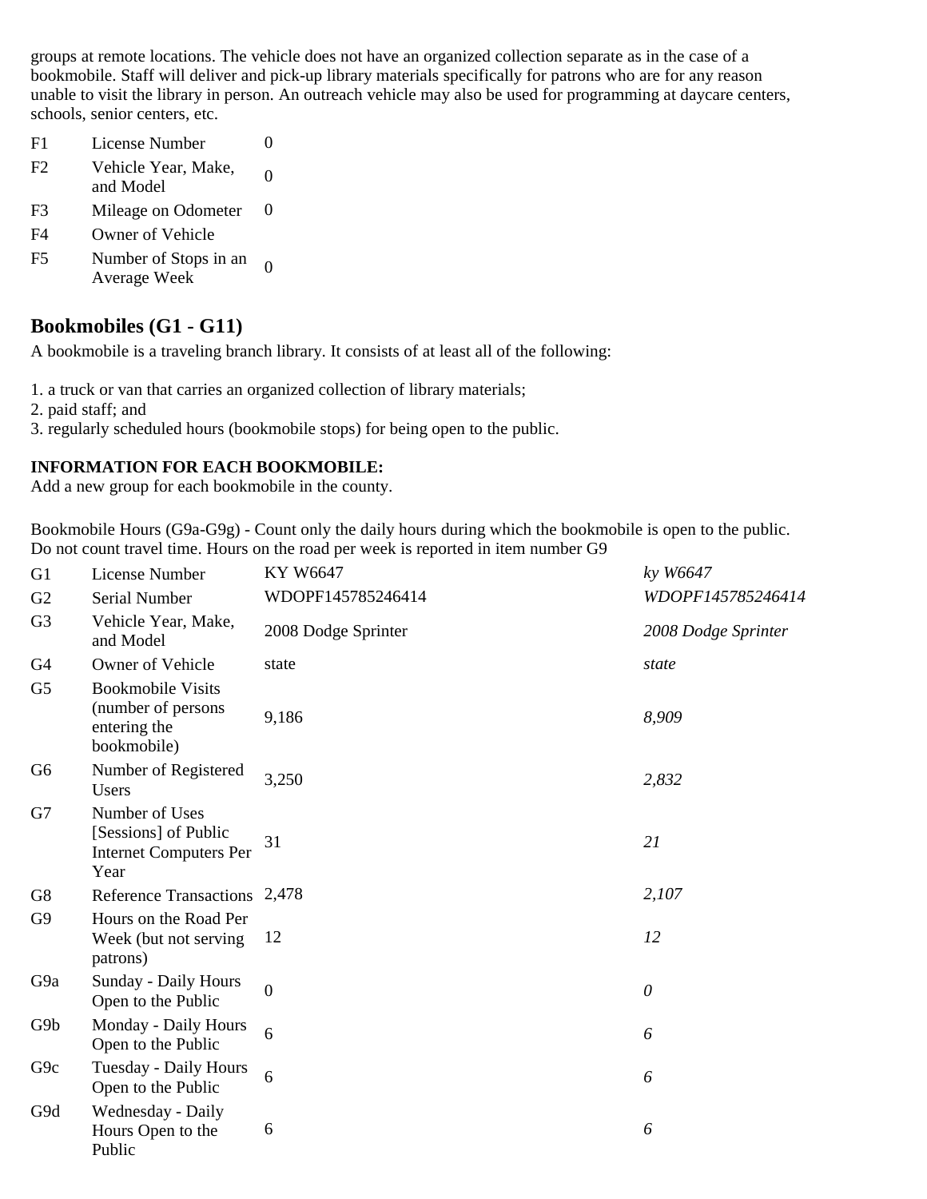groups at remote locations. The vehicle does not have an organized collection separate as in the case of a bookmobile. Staff will deliver and pick-up library materials specifically for patrons who are for any reason unable to visit the library in person. An outreach vehicle may also be used for programming at daycare centers, schools, senior centers, etc.

| | | |
|---|---|---|
| F1 | License Number | 0 |
| F2 | Vehicle Year, Make, and Model | 0 |
| F3 | Mileage on Odometer | 0 |
| F4 | Owner of Vehicle | |
| F5 | Number of Stops in an Average Week | 0 |

## Bookmobiles (G1 - G11)

A bookmobile is a traveling branch library. It consists of at least all of the following:

1. a truck or van that carries an organized collection of library materials;
2. paid staff; and
3. regularly scheduled hours (bookmobile stops) for being open to the public.

**INFORMATION FOR EACH BOOKMOBILE:**
Add a new group for each bookmobile in the county.

Bookmobile Hours (G9a-G9g) - Count only the daily hours during which the bookmobile is open to the public. Do not count travel time. Hours on the road per week is reported in item number G9

| | | | |
|---|---|---|---|
| G1 | License Number | KY W6647 | *ky W6647* |
| G2 | Serial Number | WDOPF145785246414 | *WDOPF145785246414* |
| G3 | Vehicle Year, Make, and Model | 2008 Dodge Sprinter | *2008 Dodge Sprinter* |
| G4 | Owner of Vehicle | state | *state* |
| G5 | Bookmobile Visits (number of persons entering the bookmobile) | 9,186 | *8,909* |
| G6 | Number of Registered Users | 3,250 | *2,832* |
| G7 | Number of Uses [Sessions] of Public Internet Computers Per Year | 31 | *21* |
| G8 | Reference Transactions | 2,478 | *2,107* |
| G9 | Hours on the Road Per Week (but not serving patrons) | 12 | *12* |
| G9a | Sunday - Daily Hours Open to the Public | 0 | *0* |
| G9b | Monday - Daily Hours Open to the Public | 6 | *6* |
| G9c | Tuesday - Daily Hours Open to the Public | 6 | *6* |
| G9d | Wednesday - Daily Hours Open to the Public | 6 | *6* |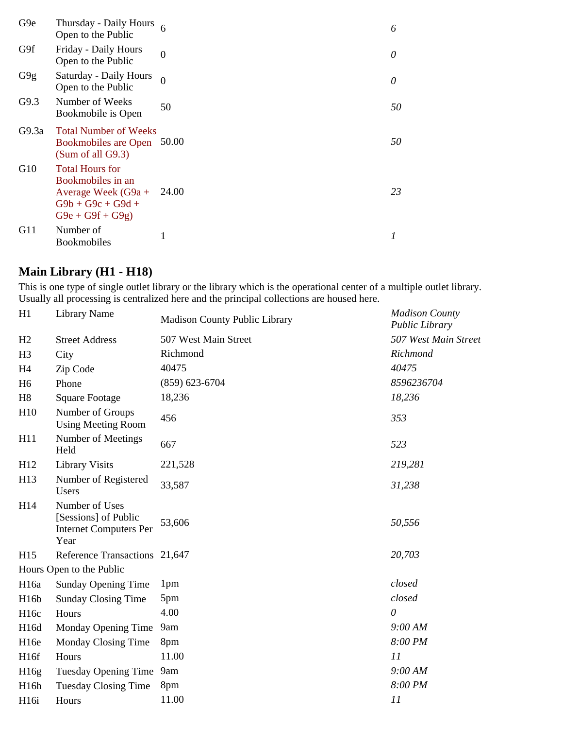| | | | |
|---|---|---|---|
| G9e | Thursday - Daily Hours Open to the Public | 6 | *6* |
| G9f | Friday - Daily Hours Open to the Public | 0 | *0* |
| G9g | Saturday - Daily Hours Open to the Public | 0 | *0* |
| G9.3 | Number of Weeks Bookmobile is Open | 50 | *50* |
| G9.3a | Total Number of Weeks Bookmobiles are Open (Sum of all G9.3) | 50.00 | *50* |
| G10 | Total Hours for Bookmobiles in an Average Week (G9a + G9b + G9c + G9d + G9e + G9f + G9g) | 24.00 | *23* |
| G11 | Number of Bookmobiles | 1 | *1* |

## Main Library (H1 - H18)

This is one type of single outlet library or the library which is the operational center of a multiple outlet library. Usually all processing is centralized here and the principal collections are housed here.

| | | | |
|---|---|---|---|
| H1 | Library Name | Madison County Public Library | *Madison County Public Library* |
| H2 | Street Address | 507 West Main Street | *507 West Main Street* |
| H3 | City | Richmond | *Richmond* |
| H4 | Zip Code | 40475 | *40475* |
| H6 | Phone | (859) 623-6704 | *8596236704* |
| H8 | Square Footage | 18,236 | *18,236* |
| H10 | Number of Groups Using Meeting Room | 456 | *353* |
| H11 | Number of Meetings Held | 667 | *523* |
| H12 | Library Visits | 221,528 | *219,281* |
| H13 | Number of Registered Users | 33,587 | *31,238* |
| H14 | Number of Uses [Sessions] of Public Internet Computers Per Year | 53,606 | *50,556* |
| H15 | Reference Transactions | 21,647 | *20,703* |
| Hours Open to the Public | | | |
| H16a | Sunday Opening Time | 1pm | *closed* |
| H16b | Sunday Closing Time | 5pm | *closed* |
| H16c | Hours | 4.00 | *0* |
| H16d | Monday Opening Time | 9am | *9:00 AM* |
| H16e | Monday Closing Time | 8pm | *8:00 PM* |
| H16f | Hours | 11.00 | *11* |
| H16g | Tuesday Opening Time | 9am | *9:00 AM* |
| H16h | Tuesday Closing Time | 8pm | *8:00 PM* |
| H16i | Hours | 11.00 | *11* |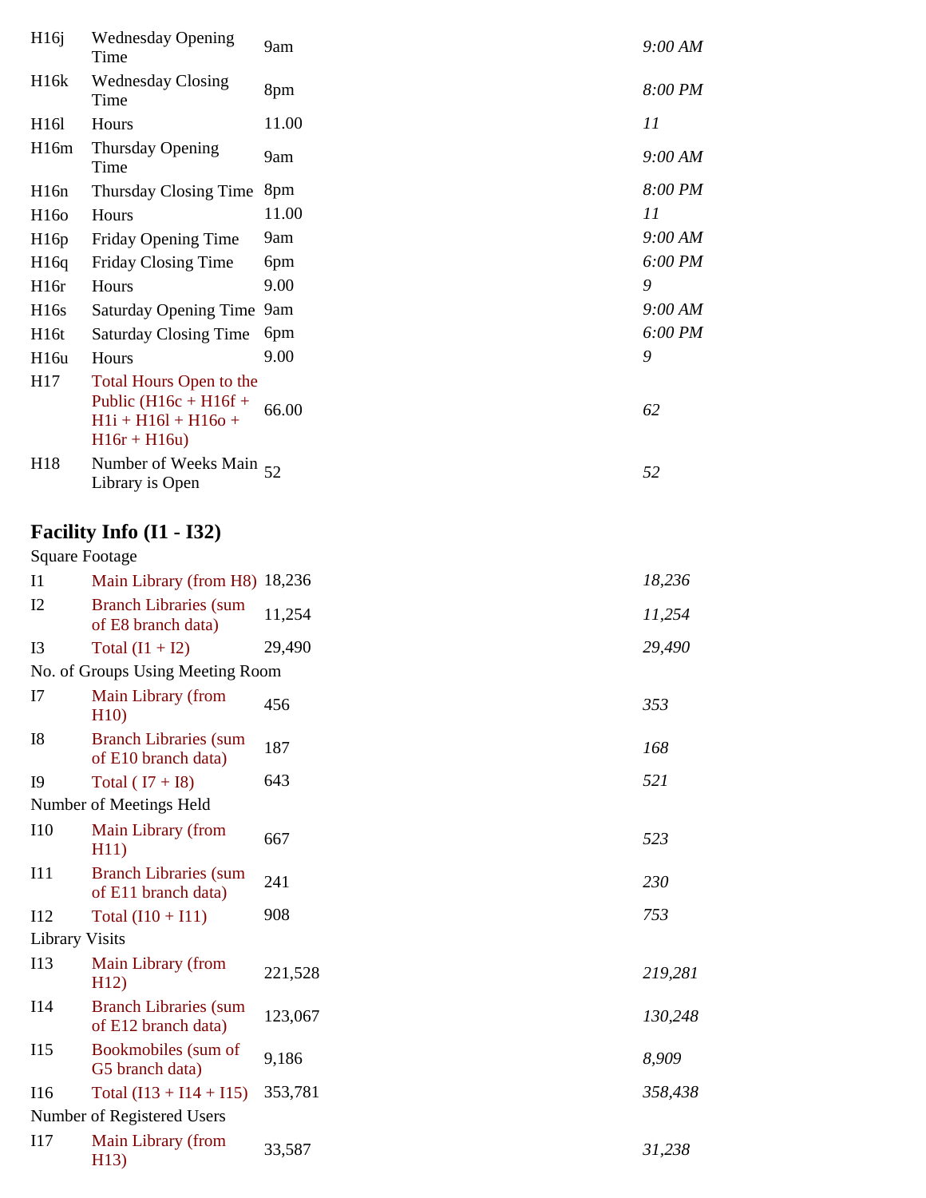| | | | |
|---|---|---|---|
| H16j | Wednesday Opening Time | 9am | *9:00 AM* |
| H16k | Wednesday Closing Time | 8pm | *8:00 PM* |
| H16l | Hours | 11.00 | *11* |
| H16m | Thursday Opening Time | 9am | *9:00 AM* |
| H16n | Thursday Closing Time | 8pm | *8:00 PM* |
| H16o | Hours | 11.00 | *11* |
| H16p | Friday Opening Time | 9am | *9:00 AM* |
| H16q | Friday Closing Time | 6pm | *6:00 PM* |
| H16r | Hours | 9.00 | *9* |
| H16s | Saturday Opening Time | 9am | *9:00 AM* |
| H16t | Saturday Closing Time | 6pm | *6:00 PM* |
| H16u | Hours | 9.00 | *9* |
| H17 | Total Hours Open to the Public (H16c + H16f + H1i + H16l + H16o + H16r + H16u) | 66.00 | *62* |
| H18 | Number of Weeks Main Library is Open | 52 | *52* |

## Facility Info (I1 - I32)

| | | | |
|---|---|---|---|
| Square Footage | | | |
| I1 | Main Library (from H8) | 18,236 | *18,236* |
| I2 | Branch Libraries (sum of E8 branch data) | 11,254 | *11,254* |
| I3 | Total (I1 + I2) | 29,490 | *29,490* |
| No. of Groups Using Meeting Room | | | |
| I7 | Main Library (from H10) | 456 | *353* |
| I8 | Branch Libraries (sum of E10 branch data) | 187 | *168* |
| I9 | Total ( I7 + I8) | 643 | *521* |
| Number of Meetings Held | | | |
| I10 | Main Library (from H11) | 667 | *523* |
| I11 | Branch Libraries (sum of E11 branch data) | 241 | *230* |
| I12 | Total (I10 + I11) | 908 | *753* |
| Library Visits | | | |
| I13 | Main Library (from H12) | 221,528 | *219,281* |
| I14 | Branch Libraries (sum of E12 branch data) | 123,067 | *130,248* |
| I15 | Bookmobiles (sum of G5 branch data) | 9,186 | *8,909* |
| I16 | Total (I13 + I14 + I15) | 353,781 | *358,438* |
| Number of Registered Users | | | |
| I17 | Main Library (from H13) | 33,587 | *31,238* |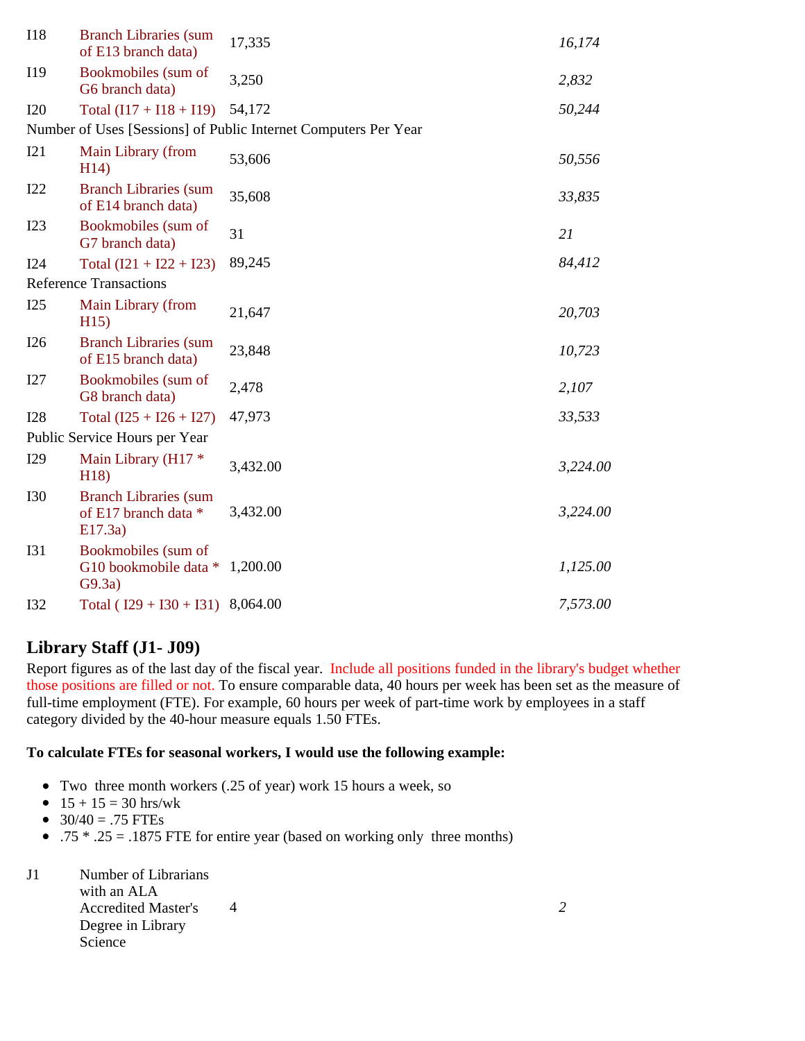| | | | |
|---|---|---|---|
| I18 | Branch Libraries (sum of E13 branch data) | 17,335 | *16,174* |
| I19 | Bookmobiles (sum of G6 branch data) | 3,250 | *2,832* |
| I20 | Total (I17 + I18 + I19) | 54,172 | *50,244* |

Number of Uses [Sessions] of Public Internet Computers Per Year

| | | | |
|---|---|---|---|
| I21 | Main Library (from H14) | 53,606 | *50,556* |
| I22 | Branch Libraries (sum of E14 branch data) | 35,608 | *33,835* |
| I23 | Bookmobiles (sum of G7 branch data) | 31 | *21* |
| I24 | Total (I21 + I22 + I23) | 89,245 | *84,412* |

Reference Transactions

| | | | |
|---|---|---|---|
| I25 | Main Library (from H15) | 21,647 | *20,703* |
| I26 | Branch Libraries (sum of E15 branch data) | 23,848 | *10,723* |
| I27 | Bookmobiles (sum of G8 branch data) | 2,478 | *2,107* |
| I28 | Total (I25 + I26 + I27) | 47,973 | *33,533* |

Public Service Hours per Year

| | | | |
|---|---|---|---|
| I29 | Main Library (H17 * H18) | 3,432.00 | *3,224.00* |
| I30 | Branch Libraries (sum of E17 branch data * E17.3a) | 3,432.00 | *3,224.00* |
| I31 | Bookmobiles (sum of G10 bookmobile data * G9.3a) | 1,200.00 | *1,125.00* |
| I32 | Total ( I29 + I30 + I31) | 8,064.00 | *7,573.00* |

## Library Staff (J1- J09)

Report figures as of the last day of the fiscal year. Include all positions funded in the library's budget whether those positions are filled or not. To ensure comparable data, 40 hours per week has been set as the measure of full-time employment (FTE). For example, 60 hours per week of part-time work by employees in a staff category divided by the 40-hour measure equals 1.50 FTEs.

**To calculate FTEs for seasonal workers, I would use the following example:**

- Two three month workers (.25 of year) work 15 hours a week, so
- 15 + 15 = 30 hrs/wk
- 30/40 = .75 FTEs
- .75 * .25 = .1875 FTE for entire year (based on working only three months)

| | | | |
|---|---|---|---|
| J1 | Number of Librarians with an ALA Accredited Master's Degree in Library Science | 4 | *2* |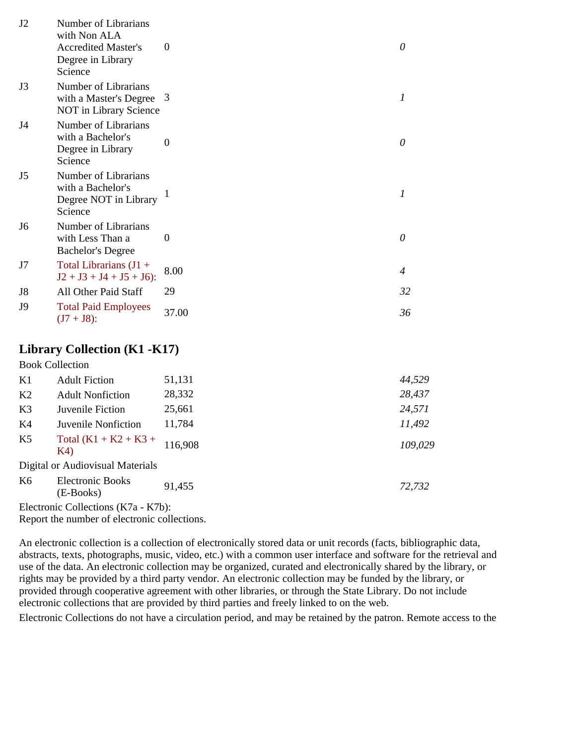| | | | |
|---|---|---|---|
| J2 | Number of Librarians with Non ALA Accredited Master's Degree in Library Science | 0 | *0* |
| J3 | Number of Librarians with a Master's Degree NOT in Library Science | 3 | *1* |
| J4 | Number of Librarians with a Bachelor's Degree in Library Science | 0 | *0* |
| J5 | Number of Librarians with a Bachelor's Degree NOT in Library Science | 1 | *1* |
| J6 | Number of Librarians with Less Than a Bachelor's Degree | 0 | *0* |
| J7 | Total Librarians (J1 + J2 + J3 + J4 + J5 + J6): | 8.00 | *4* |
| J8 | All Other Paid Staff | 29 | *32* |
| J9 | Total Paid Employees (J7 + J8): | 37.00 | *36* |

## Library Collection (K1 -K17)

Book Collection

| | | | |
|---|---|---|---|
| K1 | Adult Fiction | 51,131 | *44,529* |
| K2 | Adult Nonfiction | 28,332 | *28,437* |
| K3 | Juvenile Fiction | 25,661 | *24,571* |
| K4 | Juvenile Nonfiction | 11,784 | *11,492* |
| K5 | Total (K1 + K2 + K3 + K4) | 116,908 | *109,029* |

Digital or Audiovisual Materials

| | | | |
|---|---|---|---|
| K6 | Electronic Books (E-Books) | 91,455 | *72,732* |

Electronic Collections (K7a - K7b):
Report the number of electronic collections.

An electronic collection is a collection of electronically stored data or unit records (facts, bibliographic data, abstracts, texts, photographs, music, video, etc.) with a common user interface and software for the retrieval and use of the data. An electronic collection may be organized, curated and electronically shared by the library, or rights may be provided by a third party vendor. An electronic collection may be funded by the library, or provided through cooperative agreement with other libraries, or through the State Library. Do not include electronic collections that are provided by third parties and freely linked to on the web.

Electronic Collections do not have a circulation period, and may be retained by the patron. Remote access to the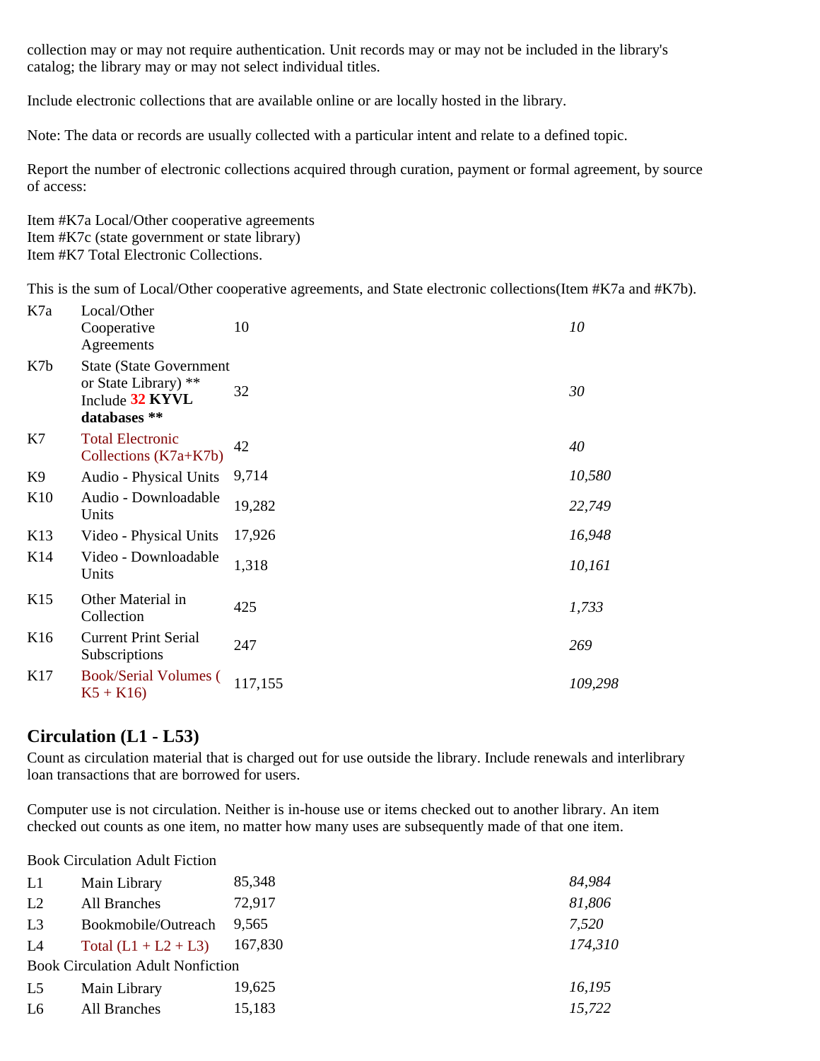collection may or may not require authentication. Unit records may or may not be included in the library's catalog; the library may or may not select individual titles.

Include electronic collections that are available online or are locally hosted in the library.

Note: The data or records are usually collected with a particular intent and relate to a defined topic.

Report the number of electronic collections acquired through curation, payment or formal agreement, by source of access:

Item #K7a Local/Other cooperative agreements
Item #K7c (state government or state library)
Item #K7 Total Electronic Collections.

This is the sum of Local/Other cooperative agreements, and State electronic collections(Item #K7a and #K7b).

| | | | |
|---|---|---|---|
| K7a | Local/Other Cooperative Agreements | 10 | *10* |
| K7b | State (State Government or State Library) ** Include 32 **KYVL databases** ** | 32 | *30* |
| K7 | Total Electronic Collections (K7a+K7b) | 42 | *40* |
| K9 | Audio - Physical Units | 9,714 | *10,580* |
| K10 | Audio - Downloadable Units | 19,282 | *22,749* |
| K13 | Video - Physical Units | 17,926 | *16,948* |
| K14 | Video - Downloadable Units | 1,318 | *10,161* |
| K15 | Other Material in Collection | 425 | *1,733* |
| K16 | Current Print Serial Subscriptions | 247 | *269* |
| K17 | Book/Serial Volumes ( K5 + K16) | 117,155 | *109,298* |

## Circulation (L1 - L53)

Count as circulation material that is charged out for use outside the library. Include renewals and interlibrary loan transactions that are borrowed for users.

Computer use is not circulation. Neither is in-house use or items checked out to another library. An item checked out counts as one item, no matter how many uses are subsequently made of that one item.

Book Circulation Adult Fiction

| | | | |
|---|---|---|---|
| L1 | Main Library | 85,348 | *84,984* |
| L2 | All Branches | 72,917 | *81,806* |
| L3 | Bookmobile/Outreach | 9,565 | *7,520* |
| L4 | Total (L1 + L2 + L3) | 167,830 | *174,310* |

Book Circulation Adult Nonfiction

| | | | |
|---|---|---|---|
| L5 | Main Library | 19,625 | *16,195* |
| L6 | All Branches | 15,183 | *15,722* |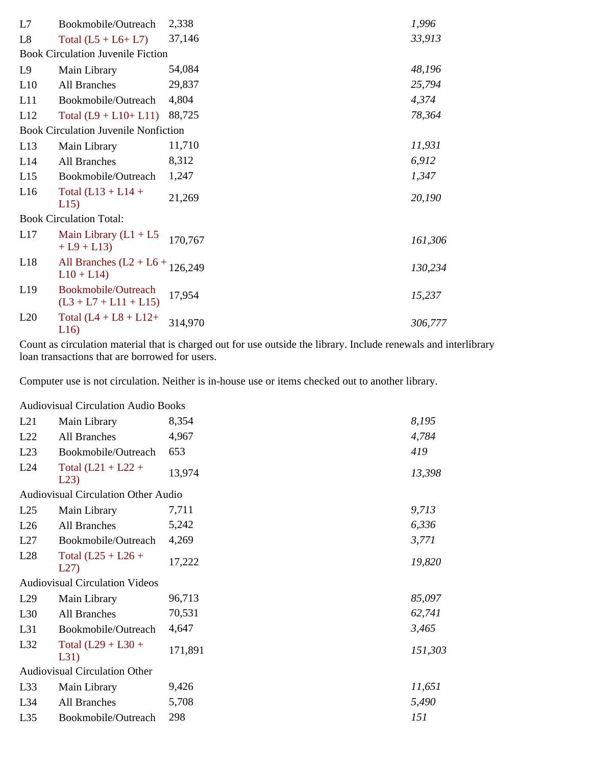| | | | |
|---|---|---|---|
| L7 | Bookmobile/Outreach | 2,338 | *1,996* |
| L8 | Total (L5 + L6+ L7) | 37,146 | *33,913* |
| Book Circulation Juvenile Fiction | | | |
| L9 | Main Library | 54,084 | *48,196* |
| L10 | All Branches | 29,837 | *25,794* |
| L11 | Bookmobile/Outreach | 4,804 | *4,374* |
| L12 | Total (L9 + L10+ L11) | 88,725 | *78,364* |
| Book Circulation Juvenile Nonfiction | | | |
| L13 | Main Library | 11,710 | *11,931* |
| L14 | All Branches | 8,312 | *6,912* |
| L15 | Bookmobile/Outreach | 1,247 | *1,347* |
| L16 | Total (L13 + L14 + L15) | 21,269 | *20,190* |
| Book Circulation Total: | | | |
| L17 | Main Library (L1 + L5 + L9 + L13) | 170,767 | *161,306* |
| L18 | All Branches (L2 + L6 + L10 + L14) | 126,249 | *130,234* |
| L19 | Bookmobile/Outreach (L3 + L7 + L11 + L15) | 17,954 | *15,237* |
| L20 | Total (L4 + L8 + L12+ L16) | 314,970 | *306,777* |

Count as circulation material that is charged out for use outside the library. Include renewals and interlibrary loan transactions that are borrowed for users.

Computer use is not circulation. Neither is in-house use or items checked out to another library.

| | | | |
|---|---|---|---|
| Audiovisual Circulation Audio Books | | | |
| L21 | Main Library | 8,354 | *8,195* |
| L22 | All Branches | 4,967 | *4,784* |
| L23 | Bookmobile/Outreach | 653 | *419* |
| L24 | Total (L21 + L22 + L23) | 13,974 | *13,398* |
| Audiovisual Circulation Other Audio | | | |
| L25 | Main Library | 7,711 | *9,713* |
| L26 | All Branches | 5,242 | *6,336* |
| L27 | Bookmobile/Outreach | 4,269 | *3,771* |
| L28 | Total (L25 + L26 + L27) | 17,222 | *19,820* |
| Audiovisual Circulation Videos | | | |
| L29 | Main Library | 96,713 | *85,097* |
| L30 | All Branches | 70,531 | *62,741* |
| L31 | Bookmobile/Outreach | 4,647 | *3,465* |
| L32 | Total (L29 + L30 + L31) | 171,891 | *151,303* |
| Audiovisual Circulation Other | | | |
| L33 | Main Library | 9,426 | *11,651* |
| L34 | All Branches | 5,708 | *5,490* |
| L35 | Bookmobile/Outreach | 298 | *151* |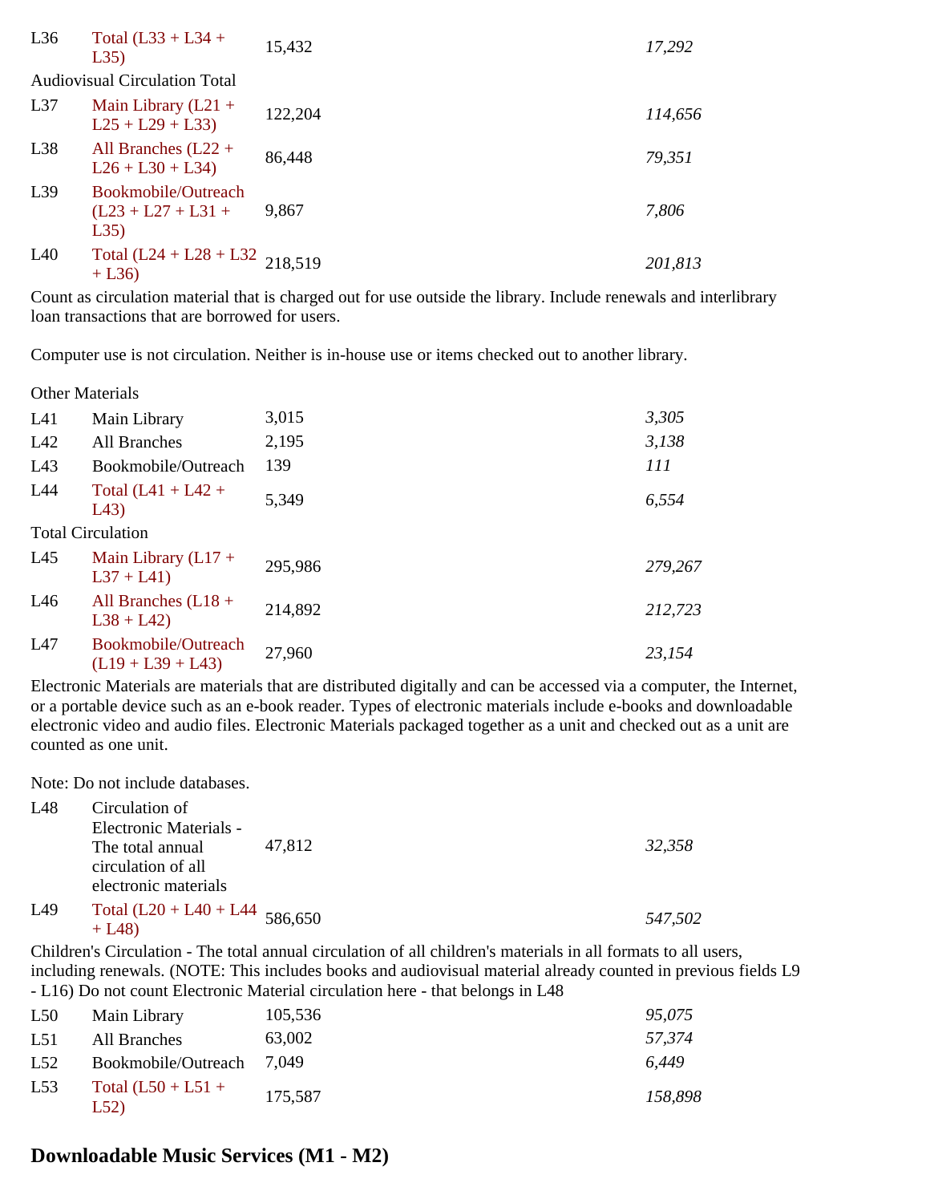| | | | |
|---|---|---|---|
| L36 | Total (L33 + L34 + L35) | 15,432 | *17,292* |

Audiovisual Circulation Total

| | | | |
|---|---|---|---|
| L37 | Main Library (L21 + L25 + L29 + L33) | 122,204 | *114,656* |
| L38 | All Branches (L22 + L26 + L30 + L34) | 86,448 | *79,351* |
| L39 | Bookmobile/Outreach (L23 + L27 + L31 + L35) | 9,867 | *7,806* |
| L40 | Total (L24 + L28 + L32 + L36) | 218,519 | *201,813* |

Count as circulation material that is charged out for use outside the library. Include renewals and interlibrary loan transactions that are borrowed for users.

Computer use is not circulation. Neither is in-house use or items checked out to another library.

Other Materials

| | | | |
|---|---|---|---|
| L41 | Main Library | 3,015 | *3,305* |
| L42 | All Branches | 2,195 | *3,138* |
| L43 | Bookmobile/Outreach | 139 | *111* |
| L44 | Total (L41 + L42 + L43) | 5,349 | *6,554* |

Total Circulation

| | | | |
|---|---|---|---|
| L45 | Main Library (L17 + L37 + L41) | 295,986 | *279,267* |
| L46 | All Branches (L18 + L38 + L42) | 214,892 | *212,723* |
| L47 | Bookmobile/Outreach (L19 + L39 + L43) | 27,960 | *23,154* |

Electronic Materials are materials that are distributed digitally and can be accessed via a computer, the Internet, or a portable device such as an e-book reader. Types of electronic materials include e-books and downloadable electronic video and audio files. Electronic Materials packaged together as a unit and checked out as a unit are counted as one unit.

Note: Do not include databases.

| | | | |
|---|---|---|---|
| L48 | Circulation of Electronic Materials - The total annual circulation of all electronic materials | 47,812 | *32,358* |
| L49 | Total (L20 + L40 + L44 + L48) | 586,650 | *547,502* |

Children's Circulation - The total annual circulation of all children's materials in all formats to all users, including renewals. (NOTE: This includes books and audiovisual material already counted in previous fields L9 - L16) Do not count Electronic Material circulation here - that belongs in L48

| | | | |
|---|---|---|---|
| L50 | Main Library | 105,536 | *95,075* |
| L51 | All Branches | 63,002 | *57,374* |
| L52 | Bookmobile/Outreach | 7,049 | *6,449* |
| L53 | Total (L50 + L51 + L52) | 175,587 | *158,898* |

## Downloadable Music Services (M1 - M2)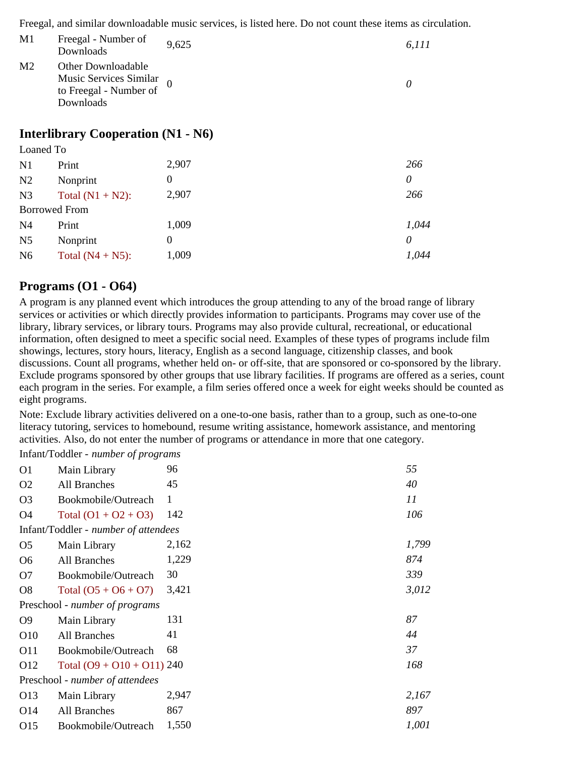Freegal, and similar downloadable music services, is listed here. Do not count these items as circulation.

| | | | |
|---|---|---|---|
| M1 | Freegal - Number of Downloads | 9,625 | *6,111* |
| M2 | Other Downloadable Music Services Similar to Freegal - Number of Downloads | 0 | *0* |

## Interlibrary Cooperation (N1 - N6)

Loaned To

| | | | |
|---|---|---|---|
| N1 | Print | 2,907 | *266* |
| N2 | Nonprint | 0 | *0* |
| N3 | Total (N1 + N2): | 2,907 | *266* |

Borrowed From

| | | | |
|---|---|---|---|
| N4 | Print | 1,009 | *1,044* |
| N5 | Nonprint | 0 | *0* |
| N6 | Total (N4 + N5): | 1,009 | *1,044* |

## Programs (O1 - O64)

A program is any planned event which introduces the group attending to any of the broad range of library services or activities or which directly provides information to participants. Programs may cover use of the library, library services, or library tours. Programs may also provide cultural, recreational, or educational information, often designed to meet a specific social need. Examples of these types of programs include film showings, lectures, story hours, literacy, English as a second language, citizenship classes, and book discussions. Count all programs, whether held on- or off-site, that are sponsored or co-sponsored by the library. Exclude programs sponsored by other groups that use library facilities. If programs are offered as a series, count each program in the series. For example, a film series offered once a week for eight weeks should be counted as eight programs.

Note: Exclude library activities delivered on a one-to-one basis, rather than to a group, such as one-to-one literacy tutoring, services to homebound, resume writing assistance, homework assistance, and mentoring activities. Also, do not enter the number of programs or attendance in more that one category.

Infant/Toddler - *number of programs*

| | | | |
|---|---|---|---|
| O1 | Main Library | 96 | *55* |
| O2 | All Branches | 45 | *40* |
| O3 | Bookmobile/Outreach | 1 | *11* |
| O4 | Total (O1 + O2 + O3) | 142 | *106* |

Infant/Toddler - *number of attendees*

| | | | |
|---|---|---|---|
| O5 | Main Library | 2,162 | *1,799* |
| O6 | All Branches | 1,229 | *874* |
| O7 | Bookmobile/Outreach | 30 | *339* |
| O8 | Total (O5 + O6 + O7) | 3,421 | *3,012* |

Preschool - *number of programs*

| | | | |
|---|---|---|---|
| O9 | Main Library | 131 | *87* |
| O10 | All Branches | 41 | *44* |
| O11 | Bookmobile/Outreach | 68 | *37* |
| O12 | Total (O9 + O10 + O11) | 240 | *168* |

Preschool - *number of attendees*

| | | | |
|---|---|---|---|
| O13 | Main Library | 2,947 | *2,167* |
| O14 | All Branches | 867 | *897* |
| O15 | Bookmobile/Outreach | 1,550 | *1,001* |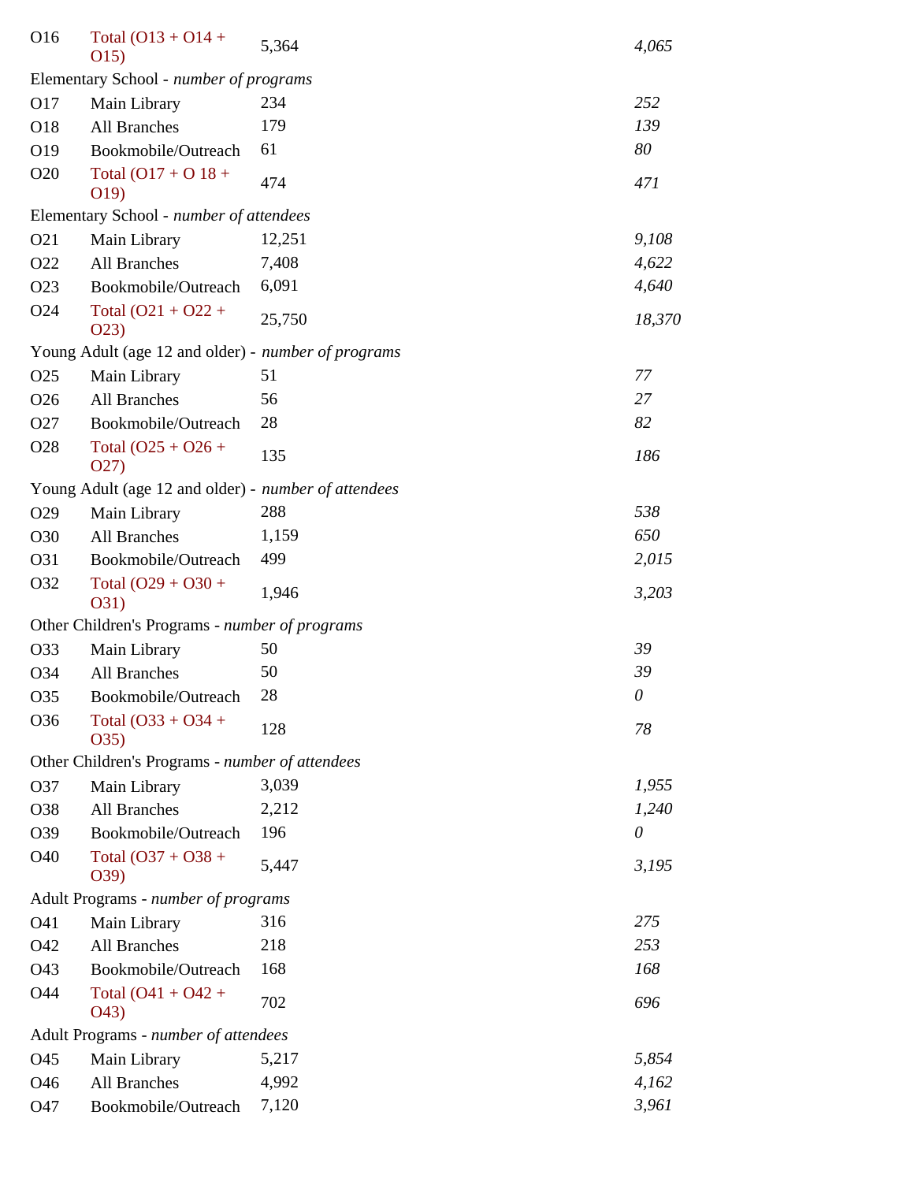| | | | |
|---|---|---|---|
| O16 | Total (O13 + O14 + O15) | 5,364 | *4,065* |
| Elementary School - *number of programs* | | | |
| O17 | Main Library | 234 | *252* |
| O18 | All Branches | 179 | *139* |
| O19 | Bookmobile/Outreach | 61 | *80* |
| O20 | Total (O17 + O 18 + O19) | 474 | *471* |
| Elementary School - *number of attendees* | | | |
| O21 | Main Library | 12,251 | *9,108* |
| O22 | All Branches | 7,408 | *4,622* |
| O23 | Bookmobile/Outreach | 6,091 | *4,640* |
| O24 | Total (O21 + O22 + O23) | 25,750 | *18,370* |
| Young Adult (age 12 and older) - *number of programs* | | | |
| O25 | Main Library | 51 | *77* |
| O26 | All Branches | 56 | *27* |
| O27 | Bookmobile/Outreach | 28 | *82* |
| O28 | Total (O25 + O26 + O27) | 135 | *186* |
| Young Adult (age 12 and older) - *number of attendees* | | | |
| O29 | Main Library | 288 | *538* |
| O30 | All Branches | 1,159 | *650* |
| O31 | Bookmobile/Outreach | 499 | *2,015* |
| O32 | Total (O29 + O30 + O31) | 1,946 | *3,203* |
| Other Children's Programs - *number of programs* | | | |
| O33 | Main Library | 50 | *39* |
| O34 | All Branches | 50 | *39* |
| O35 | Bookmobile/Outreach | 28 | *0* |
| O36 | Total (O33 + O34 + O35) | 128 | *78* |
| Other Children's Programs - *number of attendees* | | | |
| O37 | Main Library | 3,039 | *1,955* |
| O38 | All Branches | 2,212 | *1,240* |
| O39 | Bookmobile/Outreach | 196 | *0* |
| O40 | Total (O37 + O38 + O39) | 5,447 | *3,195* |
| Adult Programs - *number of programs* | | | |
| O41 | Main Library | 316 | *275* |
| O42 | All Branches | 218 | *253* |
| O43 | Bookmobile/Outreach | 168 | *168* |
| O44 | Total (O41 + O42 + O43) | 702 | *696* |
| Adult Programs - *number of attendees* | | | |
| O45 | Main Library | 5,217 | *5,854* |
| O46 | All Branches | 4,992 | *4,162* |
| O47 | Bookmobile/Outreach | 7,120 | *3,961* |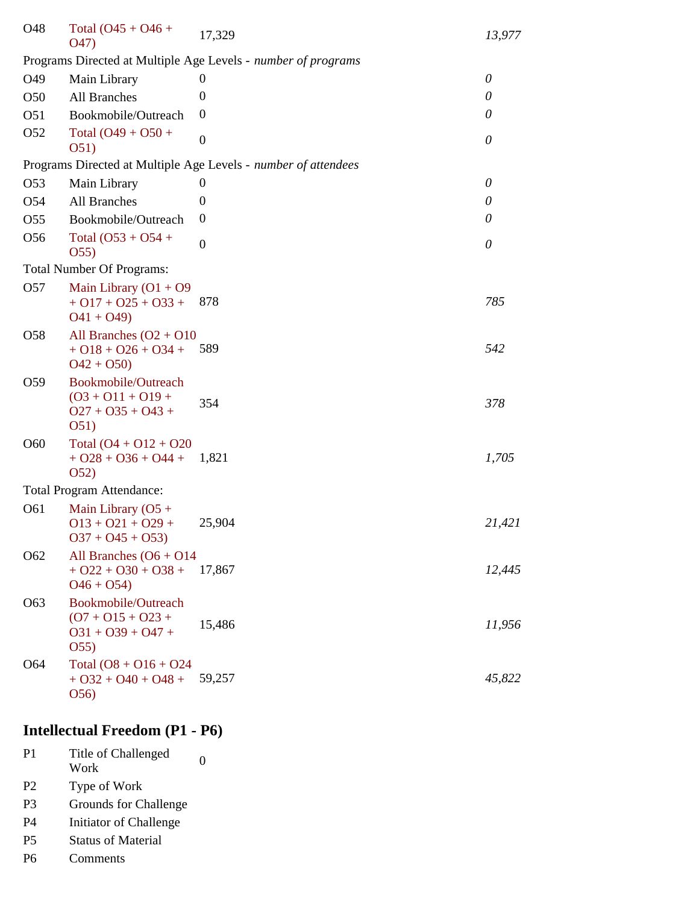| | | | |
|---|---|---|---|
| O48 | Total (O45 + O46 + O47) | 17,329 | *13,977* |
| Programs Directed at Multiple Age Levels - *number of programs* | | | |
| O49 | Main Library | 0 | *0* |
| O50 | All Branches | 0 | *0* |
| O51 | Bookmobile/Outreach | 0 | *0* |
| O52 | Total (O49 + O50 + O51) | 0 | *0* |
| Programs Directed at Multiple Age Levels - *number of attendees* | | | |
| O53 | Main Library | 0 | *0* |
| O54 | All Branches | 0 | *0* |
| O55 | Bookmobile/Outreach | 0 | *0* |
| O56 | Total (O53 + O54 + O55) | 0 | *0* |
| Total Number Of Programs: | | | |
| O57 | Main Library (O1 + O9 + O17 + O25 + O33 + O41 + O49) | 878 | *785* |
| O58 | All Branches (O2 + O10 + O18 + O26 + O34 + O42 + O50) | 589 | *542* |
| O59 | Bookmobile/Outreach (O3 + O11 + O19 + O27 + O35 + O43 + O51) | 354 | *378* |
| O60 | Total (O4 + O12 + O20 + O28 + O36 + O44 + O52) | 1,821 | *1,705* |
| Total Program Attendance: | | | |
| O61 | Main Library (O5 + O13 + O21 + O29 + O37 + O45 + O53) | 25,904 | *21,421* |
| O62 | All Branches (O6 + O14 + O22 + O30 + O38 + O46 + O54) | 17,867 | *12,445* |
| O63 | Bookmobile/Outreach (O7 + O15 + O23 + O31 + O39 + O47 + O55) | 15,486 | *11,956* |
| O64 | Total (O8 + O16 + O24 + O32 + O40 + O48 + O56) | 59,257 | *45,822* |

## Intellectual Freedom (P1 - P6)

| | | |
|---|---|---|
| P1 | Title of Challenged Work | 0 |
| P2 | Type of Work | |
| P3 | Grounds for Challenge | |
| P4 | Initiator of Challenge | |
| P5 | Status of Material | |
| P6 | Comments | |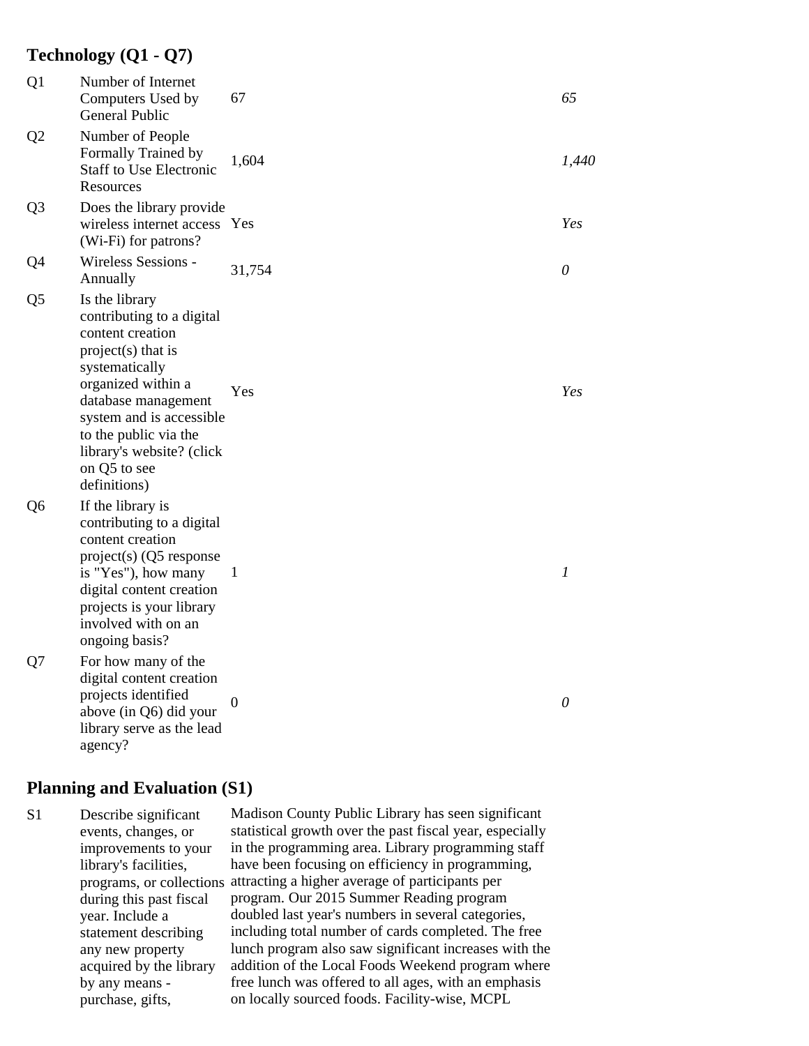## Technology (Q1 - Q7)

| | | | |
|---|---|---|---|
| Q1 | Number of Internet Computers Used by General Public | 67 | *65* |
| Q2 | Number of People Formally Trained by Staff to Use Electronic Resources | 1,604 | *1,440* |
| Q3 | Does the library provide wireless internet access (Wi-Fi) for patrons? | Yes | *Yes* |
| Q4 | Wireless Sessions - Annually | 31,754 | *0* |
| Q5 | Is the library contributing to a digital content creation project(s) that is systematically organized within a database management system and is accessible to the public via the library's website? (click on Q5 to see definitions) | Yes | *Yes* |
| Q6 | If the library is contributing to a digital content creation project(s) (Q5 response is "Yes"), how many digital content creation projects is your library involved with on an ongoing basis? | 1 | *1* |
| Q7 | For how many of the digital content creation projects identified above (in Q6) did your library serve as the lead agency? | 0 | *0* |

## Planning and Evaluation (S1)

| | | |
|---|---|---|
| S1 | Describe significant events, changes, or improvements to your library's facilities, programs, or collections during this past fiscal year. Include a statement describing any new property acquired by the library by any means - purchase, gifts, | Madison County Public Library has seen significant statistical growth over the past fiscal year, especially in the programming area. Library programming staff have been focusing on efficiency in programming, attracting a higher average of participants per program. Our 2015 Summer Reading program doubled last year's numbers in several categories, including total number of cards completed. The free lunch program also saw significant increases with the addition of the Local Foods Weekend program where free lunch was offered to all ages, with an emphasis on locally sourced foods. Facility-wise, MCPL |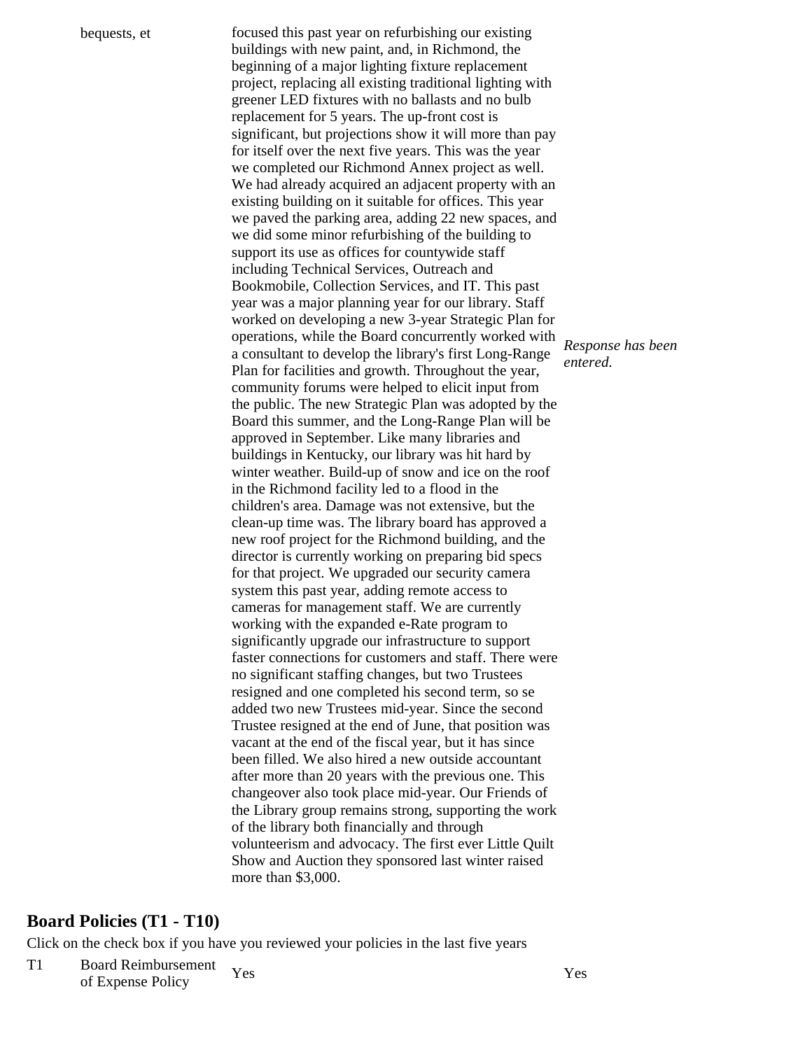| | | | |
|---|---|---|---|
| | bequests, et | focused this past year on refurbishing our existing buildings with new paint, and, in Richmond, the beginning of a major lighting fixture replacement project, replacing all existing traditional lighting with greener LED fixtures with no ballasts and no bulb replacement for 5 years. The up-front cost is significant, but projections show it will more than pay for itself over the next five years. This was the year we completed our Richmond Annex project as well. We had already acquired an adjacent property with an existing building on it suitable for offices. This year we paved the parking area, adding 22 new spaces, and we did some minor refurbishing of the building to support its use as offices for countywide staff including Technical Services, Outreach and Bookmobile, Collection Services, and IT. This past year was a major planning year for our library. Staff worked on developing a new 3-year Strategic Plan for operations, while the Board concurrently worked with a consultant to develop the library's first Long-Range Plan for facilities and growth. Throughout the year, community forums were helped to elicit input from the public. The new Strategic Plan was adopted by the Board this summer, and the Long-Range Plan will be approved in September. Like many libraries and buildings in Kentucky, our library was hit hard by winter weather. Build-up of snow and ice on the roof in the Richmond facility led to a flood in the children's area. Damage was not extensive, but the clean-up time was. The library board has approved a new roof project for the Richmond building, and the director is currently working on preparing bid specs for that project. We upgraded our security camera system this past year, adding remote access to cameras for management staff. We are currently working with the expanded e-Rate program to significantly upgrade our infrastructure to support faster connections for customers and staff. There were no significant staffing changes, but two Trustees resigned and one completed his second term, so se added two new Trustees mid-year. Since the second Trustee resigned at the end of June, that position was vacant at the end of the fiscal year, but it has since been filled. We also hired a new outside accountant after more than 20 years with the previous one. This changeover also took place mid-year. Our Friends of the Library group remains strong, supporting the work of the library both financially and through volunteerism and advocacy. The first ever Little Quilt Show and Auction they sponsored last winter raised more than $3,000. | *Response has been entered.* |

## Board Policies (T1 - T10)

Click on the check box if you have you reviewed your policies in the last five years

| | | | |
|---|---|---|---|
| T1 | Board Reimbursement of Expense Policy | Yes | Yes |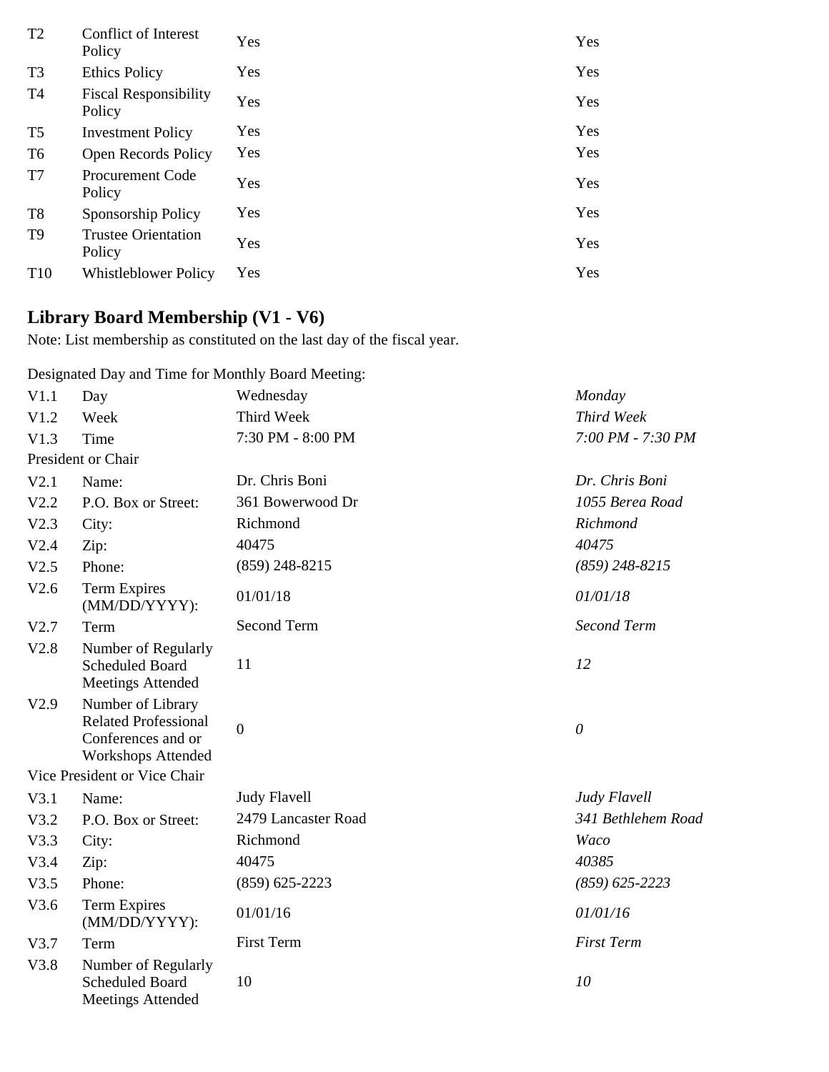| | | | |
|---|---|---|---|
| T2 | Conflict of Interest Policy | Yes | Yes |
| T3 | Ethics Policy | Yes | Yes |
| T4 | Fiscal Responsibility Policy | Yes | Yes |
| T5 | Investment Policy | Yes | Yes |
| T6 | Open Records Policy | Yes | Yes |
| T7 | Procurement Code Policy | Yes | Yes |
| T8 | Sponsorship Policy | Yes | Yes |
| T9 | Trustee Orientation Policy | Yes | Yes |
| T10 | Whistleblower Policy | Yes | Yes |

## Library Board Membership (V1 - V6)

Note: List membership as constituted on the last day of the fiscal year.

Designated Day and Time for Monthly Board Meeting:

| | | | |
|---|---|---|---|
| V1.1 | Day | Wednesday | *Monday* |
| V1.2 | Week | Third Week | *Third Week* |
| V1.3 | Time | 7:30 PM - 8:00 PM | *7:00 PM - 7:30 PM* |
| President or Chair | | | |
| V2.1 | Name: | Dr. Chris Boni | *Dr. Chris Boni* |
| V2.2 | P.O. Box or Street: | 361 Bowerwood Dr | *1055 Berea Road* |
| V2.3 | City: | Richmond | *Richmond* |
| V2.4 | Zip: | 40475 | *40475* |
| V2.5 | Phone: | (859) 248-8215 | *(859) 248-8215* |
| V2.6 | Term Expires (MM/DD/YYYY): | 01/01/18 | *01/01/18* |
| V2.7 | Term | Second Term | *Second Term* |
| V2.8 | Number of Regularly Scheduled Board Meetings Attended | 11 | *12* |
| V2.9 | Number of Library Related Professional Conferences and or Workshops Attended | 0 | *0* |
| Vice President or Vice Chair | | | |
| V3.1 | Name: | Judy Flavell | *Judy Flavell* |
| V3.2 | P.O. Box or Street: | 2479 Lancaster Road | *341 Bethlehem Road* |
| V3.3 | City: | Richmond | *Waco* |
| V3.4 | Zip: | 40475 | *40385* |
| V3.5 | Phone: | (859) 625-2223 | *(859) 625-2223* |
| V3.6 | Term Expires (MM/DD/YYYY): | 01/01/16 | *01/01/16* |
| V3.7 | Term | First Term | *First Term* |
| V3.8 | Number of Regularly Scheduled Board Meetings Attended | 10 | *10* |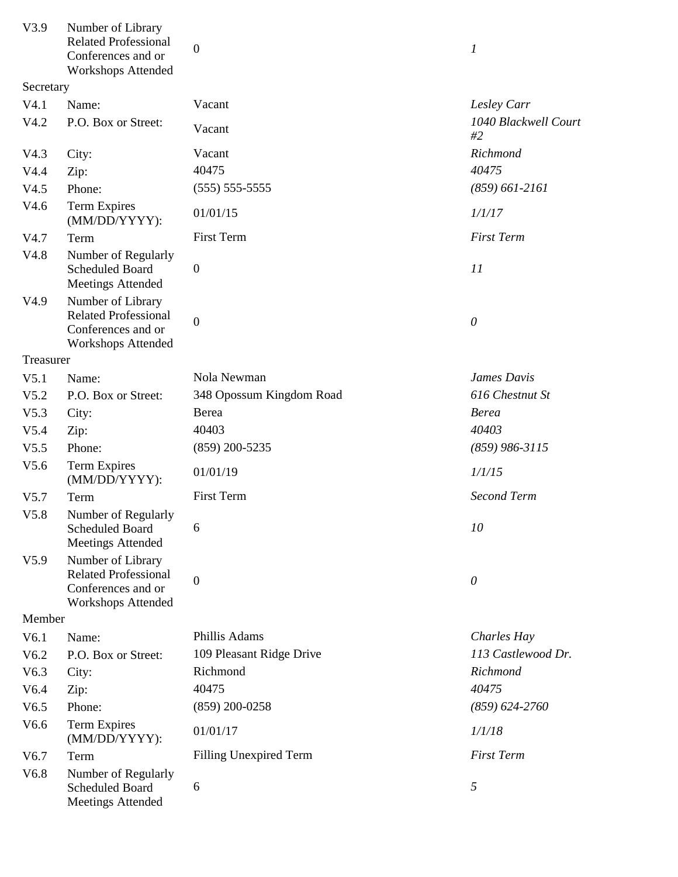| | | | |
|---|---|---|---|
| V3.9 | Number of Library Related Professional Conferences and or Workshops Attended | 0 | *1* |
| Secretary | | | |
| V4.1 | Name: | Vacant | *Lesley Carr* |
| V4.2 | P.O. Box or Street: | Vacant | *1040 Blackwell Court #2* |
| V4.3 | City: | Vacant | *Richmond* |
| V4.4 | Zip: | 40475 | *40475* |
| V4.5 | Phone: | (555) 555-5555 | *(859) 661-2161* |
| V4.6 | Term Expires (MM/DD/YYYY): | 01/01/15 | *1/1/17* |
| V4.7 | Term | First Term | *First Term* |
| V4.8 | Number of Regularly Scheduled Board Meetings Attended | 0 | *11* |
| V4.9 | Number of Library Related Professional Conferences and or Workshops Attended | 0 | *0* |
| Treasurer | | | |
| V5.1 | Name: | Nola Newman | *James Davis* |
| V5.2 | P.O. Box or Street: | 348 Opossum Kingdom Road | *616 Chestnut St* |
| V5.3 | City: | Berea | *Berea* |
| V5.4 | Zip: | 40403 | *40403* |
| V5.5 | Phone: | (859) 200-5235 | *(859) 986-3115* |
| V5.6 | Term Expires (MM/DD/YYYY): | 01/01/19 | *1/1/15* |
| V5.7 | Term | First Term | *Second Term* |
| V5.8 | Number of Regularly Scheduled Board Meetings Attended | 6 | *10* |
| V5.9 | Number of Library Related Professional Conferences and or Workshops Attended | 0 | *0* |
| Member | | | |
| V6.1 | Name: | Phillis Adams | *Charles Hay* |
| V6.2 | P.O. Box or Street: | 109 Pleasant Ridge Drive | *113 Castlewood Dr.* |
| V6.3 | City: | Richmond | *Richmond* |
| V6.4 | Zip: | 40475 | *40475* |
| V6.5 | Phone: | (859) 200-0258 | *(859) 624-2760* |
| V6.6 | Term Expires (MM/DD/YYYY): | 01/01/17 | *1/1/18* |
| V6.7 | Term | Filling Unexpired Term | *First Term* |
| V6.8 | Number of Regularly Scheduled Board Meetings Attended | 6 | *5* |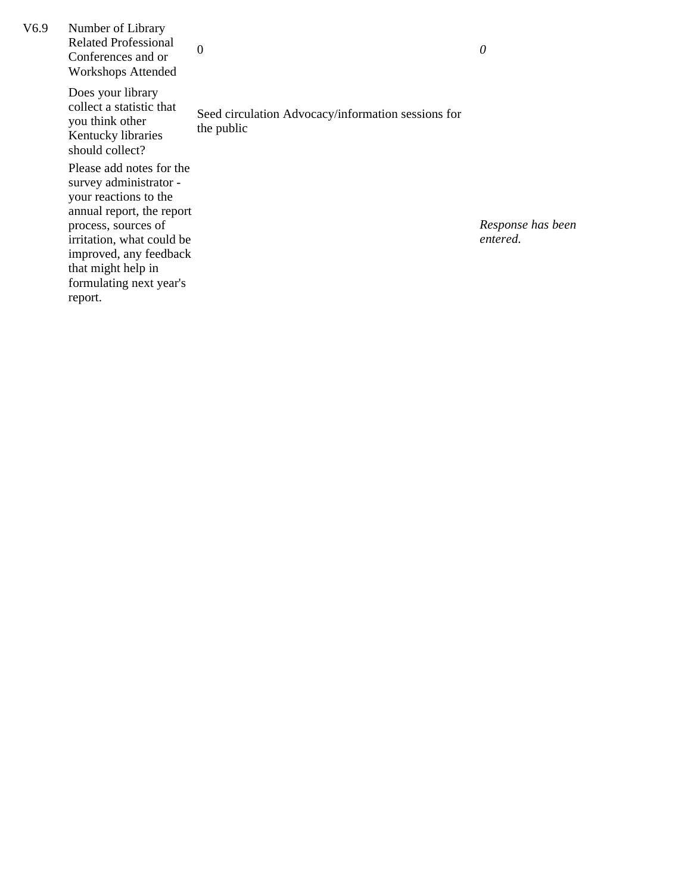| | | | |
|---|---|---|---|
| V6.9 | Number of Library Related Professional Conferences and or Workshops Attended | 0 | *0* |
| | Does your library collect a statistic that you think other Kentucky libraries should collect? | Seed circulation Advocacy/information sessions for the public | |
| | Please add notes for the survey administrator - your reactions to the annual report, the report process, sources of irritation, what could be improved, any feedback that might help in formulating next year's report. | | *Response has been entered.* |